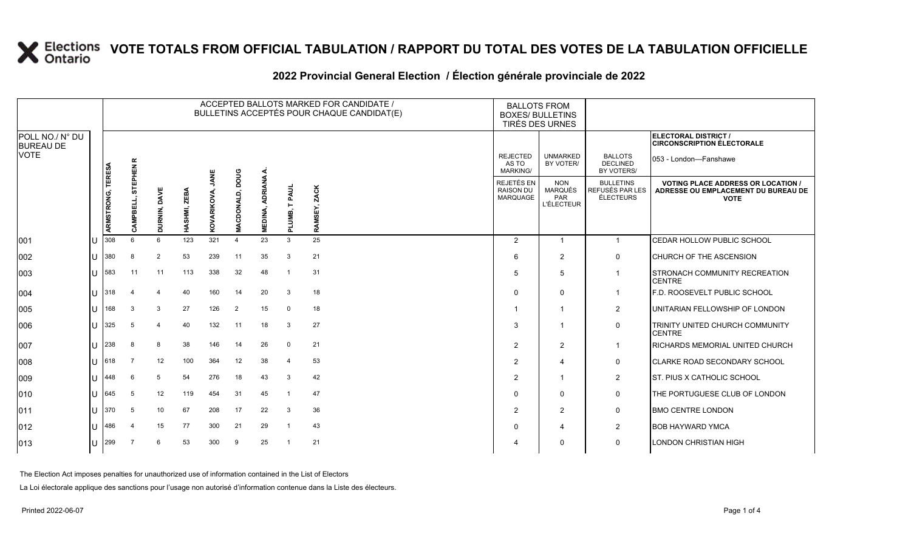# VOTE TOTALS FROM OFFICIAL TABULATION / RAPPORT DU TOTAL DES VOTES DE LA TABULATION OFFICIELLE

## 2022 Provincial General Election / Élection générale provinciale de 2022

ELECTORAL DISTRICT / CIRCONSCRIPTION ÉLECTORALE: 053 - London—Fanshawe

| POLL NO./ N° DU BUREAU DE VOTE | | ACCEPTED BALLOTS MARKED FOR CANDIDATE / BULLETINS ACCEPTÉS POUR CHAQUE CANDIDAT(E) | | | | | | | | | BALLOTS FROM BOXES/ BULLETINS TIRÉS DES URNES | | | |
|---|---|---|---|---|---|---|---|---|---|---|---|---|---|---|
| | | ARMSTRONG, TERESA | CAMPBELL, STEPHEN R | DURNIN, DAVE | HASHMI, ZEBA | KOVARIKOVA, JANE | MACDONALD, DOUG | MEDINA, ADRIANA A. | PLUMB, T PAUL | RAMSEY, ZACK | REJECTED AS TO MARKING/ REJETÉS EN RAISON DU MARQUAGE | UNMARKED BY VOTER/ NON MARQUÉS PAR L'ÉLECTEUR | BALLOTS DECLINED BY VOTERS/ BULLETINS REFUSÉS PAR LES ÉLECTEURS | VOTING PLACE ADDRESS OR LOCATION / ADRESSE OU EMPLACEMENT DU BUREAU DE VOTE |
| 001 | U | 308 | 6 | 6 | 123 | 321 | 4 | 23 | 3 | 25 | 2 | 1 | 1 | CEDAR HOLLOW PUBLIC SCHOOL |
| 002 | U | 380 | 8 | 2 | 53 | 239 | 11 | 35 | 3 | 21 | 6 | 2 | 0 | CHURCH OF THE ASCENSION |
| 003 | U | 583 | 11 | 11 | 113 | 338 | 32 | 48 | 1 | 31 | 5 | 5 | 1 | STRONACH COMMUNITY RECREATION CENTRE |
| 004 | U | 318 | 4 | 4 | 40 | 160 | 14 | 20 | 3 | 18 | 0 | 0 | 1 | F.D. ROOSEVELT PUBLIC SCHOOL |
| 005 | U | 168 | 3 | 3 | 27 | 126 | 2 | 15 | 0 | 18 | 1 | 1 | 2 | UNITARIAN FELLOWSHIP OF LONDON |
| 006 | U | 325 | 5 | 4 | 40 | 132 | 11 | 18 | 3 | 27 | 3 | 1 | 0 | TRINITY UNITED CHURCH COMMUNITY CENTRE |
| 007 | U | 238 | 8 | 8 | 38 | 146 | 14 | 26 | 0 | 21 | 2 | 2 | 1 | RICHARDS MEMORIAL UNITED CHURCH |
| 008 | U | 618 | 7 | 12 | 100 | 364 | 12 | 38 | 4 | 53 | 2 | 4 | 0 | CLARKE ROAD SECONDARY SCHOOL |
| 009 | U | 448 | 6 | 5 | 54 | 276 | 18 | 43 | 3 | 42 | 2 | 1 | 2 | ST. PIUS X CATHOLIC SCHOOL |
| 010 | U | 645 | 5 | 12 | 119 | 454 | 31 | 45 | 1 | 47 | 0 | 0 | 0 | THE PORTUGUESE CLUB OF LONDON |
| 011 | U | 370 | 5 | 10 | 67 | 208 | 17 | 22 | 3 | 36 | 2 | 2 | 0 | BMO CENTRE LONDON |
| 012 | U | 486 | 4 | 15 | 77 | 300 | 21 | 29 | 1 | 43 | 0 | 4 | 2 | BOB HAYWARD YMCA |
| 013 | U | 299 | 7 | 6 | 53 | 300 | 9 | 25 | 1 | 21 | 4 | 0 | 0 | LONDON CHRISTIAN HIGH |

The Election Act imposes penalties for unauthorized use of information contained in the List of Electors

La Loi électorale applique des sanctions pour l'usage non autorisé d'information contenue dans la Liste des électeurs.

Printed 2022-06-07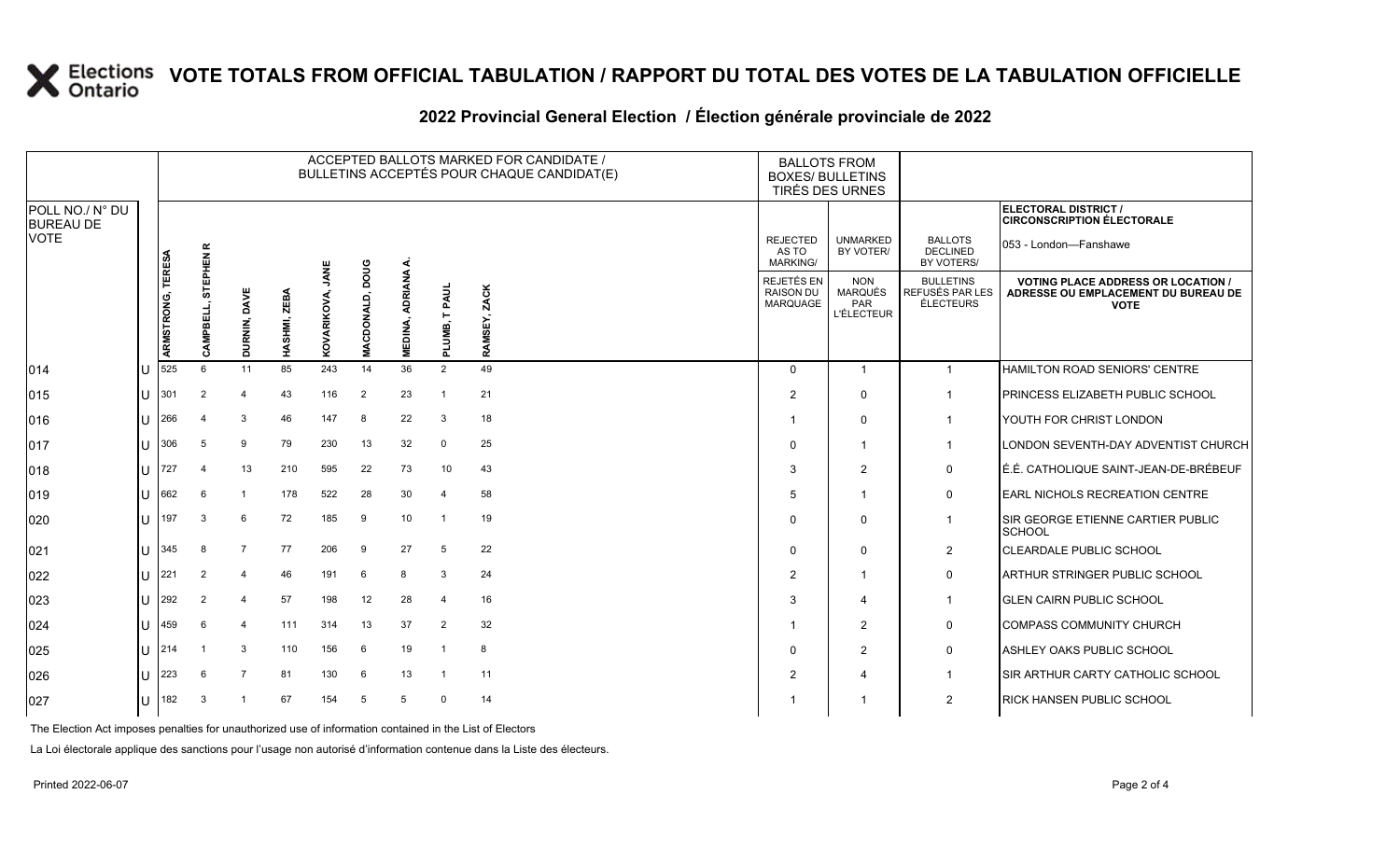# VOTE TOTALS FROM OFFICIAL TABULATION / RAPPORT DU TOTAL DES VOTES DE LA TABULATION OFFICIELLE

## 2022 Provincial General Election / Élection générale provinciale de 2022

ELECTORAL DISTRICT / CIRCONSCRIPTION ÉLECTORALE: 053 - London—Fanshawe

| POLL NO./ N° DU BUREAU DE VOTE | | ACCEPTED BALLOTS MARKED FOR CANDIDATE / BULLETINS ACCEPTÉS POUR CHAQUE CANDIDAT(E) | | | | | | | | | BALLOTS FROM BOXES/ BULLETINS TIRÉS DES URNES | | | |
|---|---|---|---|---|---|---|---|---|---|---|---|---|---|---|
| | | ARMSTRONG, TERESA | CAMPBELL, STEPHEN R | DURNIN, DAVE | HASHMI, ZEBA | KOVARIKOVA, JANE | MACDONALD, DOUG | MEDINA, ADRIANA A. | PLUMB, T PAUL | RAMSEY, ZACK | REJECTED AS TO MARKING/ REJETÉS EN RAISON DU MARQUAGE | UNMARKED BY VOTER/ NON MARQUÉS PAR L'ÉLECTEUR | BALLOTS DECLINED BY VOTERS/ BULLETINS REFUSÉS PAR LES ÉLECTEURS | VOTING PLACE ADDRESS OR LOCATION / ADRESSE OU EMPLACEMENT DU BUREAU DE VOTE |
| 014 | U | 525 | 6 | 11 | 85 | 243 | 14 | 36 | 2 | 49 | 0 | 1 | 1 | HAMILTON ROAD SENIORS' CENTRE |
| 015 | U | 301 | 2 | 4 | 43 | 116 | 2 | 23 | 1 | 21 | 2 | 0 | 1 | PRINCESS ELIZABETH PUBLIC SCHOOL |
| 016 | U | 266 | 4 | 3 | 46 | 147 | 8 | 22 | 3 | 18 | 1 | 0 | 1 | YOUTH FOR CHRIST LONDON |
| 017 | U | 306 | 5 | 9 | 79 | 230 | 13 | 32 | 0 | 25 | 0 | 1 | 1 | LONDON SEVENTH-DAY ADVENTIST CHURCH |
| 018 | U | 727 | 4 | 13 | 210 | 595 | 22 | 73 | 10 | 43 | 3 | 2 | 0 | É.É. CATHOLIQUE SAINT-JEAN-DE-BRÉBEUF |
| 019 | U | 662 | 6 | 1 | 178 | 522 | 28 | 30 | 4 | 58 | 5 | 1 | 0 | EARL NICHOLS RECREATION CENTRE |
| 020 | U | 197 | 3 | 6 | 72 | 185 | 9 | 10 | 1 | 19 | 0 | 0 | 1 | SIR GEORGE ETIENNE CARTIER PUBLIC SCHOOL |
| 021 | U | 345 | 8 | 7 | 77 | 206 | 9 | 27 | 5 | 22 | 0 | 0 | 2 | CLEARDALE PUBLIC SCHOOL |
| 022 | U | 221 | 2 | 4 | 46 | 191 | 6 | 8 | 3 | 24 | 2 | 1 | 0 | ARTHUR STRINGER PUBLIC SCHOOL |
| 023 | U | 292 | 2 | 4 | 57 | 198 | 12 | 28 | 4 | 16 | 3 | 4 | 1 | GLEN CAIRN PUBLIC SCHOOL |
| 024 | U | 459 | 6 | 4 | 111 | 314 | 13 | 37 | 2 | 32 | 1 | 2 | 0 | COMPASS COMMUNITY CHURCH |
| 025 | U | 214 | 1 | 3 | 110 | 156 | 6 | 19 | 1 | 8 | 0 | 2 | 0 | ASHLEY OAKS PUBLIC SCHOOL |
| 026 | U | 223 | 6 | 7 | 81 | 130 | 6 | 13 | 1 | 11 | 2 | 4 | 1 | SIR ARTHUR CARTY CATHOLIC SCHOOL |
| 027 | U | 182 | 3 | 1 | 67 | 154 | 5 | 5 | 0 | 14 | 1 | 1 | 2 | RICK HANSEN PUBLIC SCHOOL |

The Election Act imposes penalties for unauthorized use of information contained in the List of Electors

La Loi électorale applique des sanctions pour l'usage non autorisé d'information contenue dans la Liste des électeurs.

Printed 2022-06-07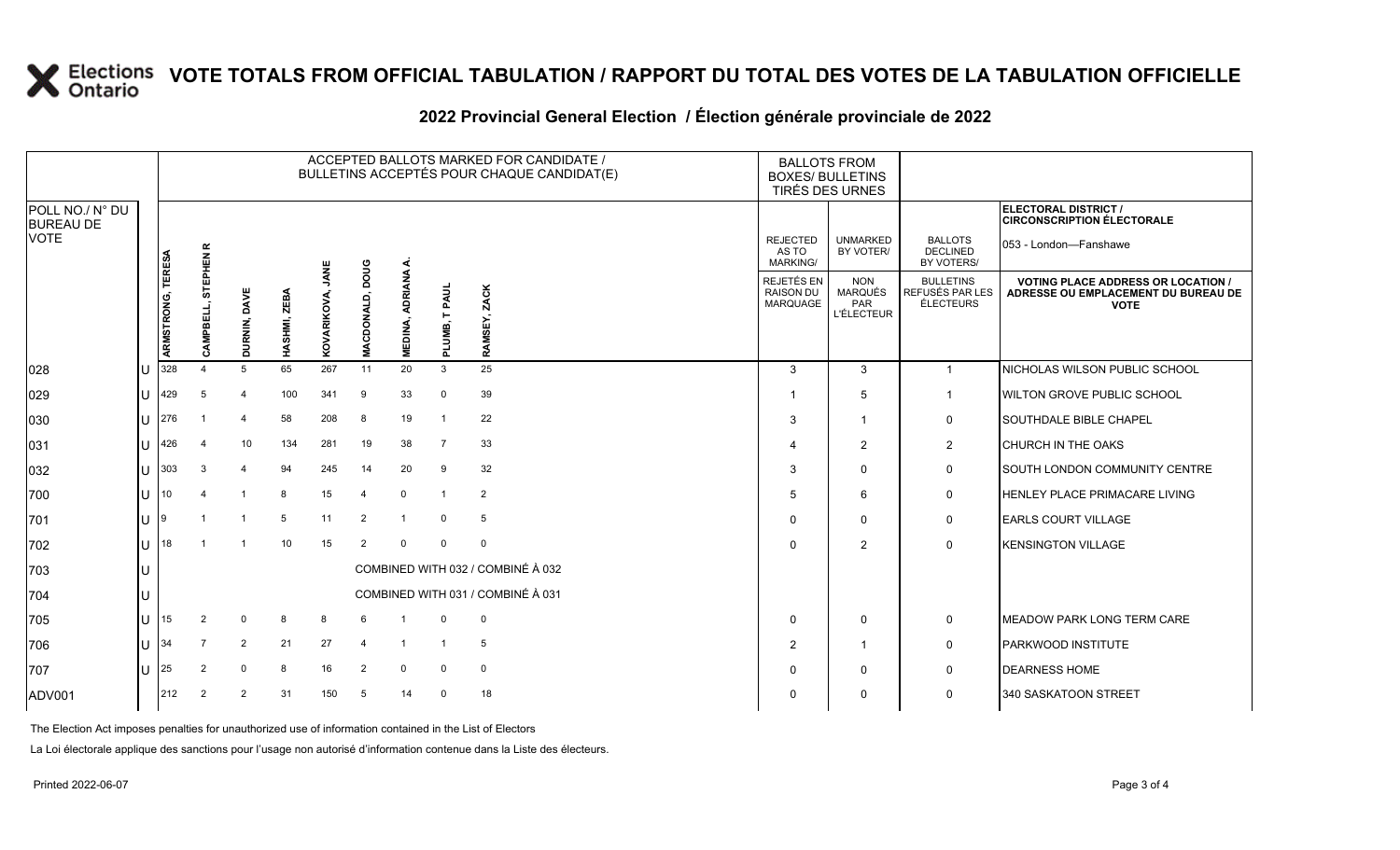# VOTE TOTALS FROM OFFICIAL TABULATION / RAPPORT DU TOTAL DES VOTES DE LA TABULATION OFFICIELLE

## 2022 Provincial General Election / Élection générale provinciale de 2022

ELECTORAL DISTRICT / CIRCONSCRIPTION ÉLECTORALE: 053 - London—Fanshawe

| POLL NO./ N° DU BUREAU DE VOTE | | ARMSTRONG, TERESA | CAMPBELL, STEPHEN R | DURNIN, DAVE | HASHMI, ZEBA | KOVARIKOVA, JANE | MACDONALD, DOUG | MEDINA, ADRIANA A. | PLUMB, T PAUL | RAMSEY, ZACK | REJECTED AS TO MARKING/ REJETÉS EN RAISON DU MARQUAGE | UNMARKED BY VOTER/ NON MARQUÉS PAR L'ÉLECTEUR | BALLOTS DECLINED BY VOTERS/ BULLETINS REFUSÉS PAR LES ÉLECTEURS | VOTING PLACE ADDRESS OR LOCATION / ADRESSE OU EMPLACEMENT DU BUREAU DE VOTE |
|---|---|---|---|---|---|---|---|---|---|---|---|---|---|---|
| 028 | U | 328 | 4 | 5 | 65 | 267 | 11 | 20 | 3 | 25 | 3 | 3 | 1 | NICHOLAS WILSON PUBLIC SCHOOL |
| 029 | U | 429 | 5 | 4 | 100 | 341 | 9 | 33 | 0 | 39 | 1 | 5 | 1 | WILTON GROVE PUBLIC SCHOOL |
| 030 | U | 276 | 1 | 4 | 58 | 208 | 8 | 19 | 1 | 22 | 3 | 1 | 0 | SOUTHDALE BIBLE CHAPEL |
| 031 | U | 426 | 4 | 10 | 134 | 281 | 19 | 38 | 7 | 33 | 4 | 2 | 2 | CHURCH IN THE OAKS |
| 032 | U | 303 | 3 | 4 | 94 | 245 | 14 | 20 | 9 | 32 | 3 | 0 | 0 | SOUTH LONDON COMMUNITY CENTRE |
| 700 | U | 10 | 4 | 1 | 8 | 15 | 4 | 0 | 1 | 2 | 5 | 6 | 0 | HENLEY PLACE PRIMACARE LIVING |
| 701 | U | 9 | 1 | 1 | 5 | 11 | 2 | 1 | 0 | 5 | 0 | 0 | 0 | EARLS COURT VILLAGE |
| 702 | U | 18 | 1 | 1 | 10 | 15 | 2 | 0 | 0 | 0 | 0 | 2 | 0 | KENSINGTON VILLAGE |
| 703 | U | COMBINED WITH 032 / COMBINÉ À 032 | | | | | | | | | | | | |
| 704 | U | COMBINED WITH 031 / COMBINÉ À 031 | | | | | | | | | | | | |
| 705 | U | 15 | 2 | 0 | 8 | 8 | 6 | 1 | 0 | 0 | 0 | 0 | 0 | MEADOW PARK LONG TERM CARE |
| 706 | U | 34 | 7 | 2 | 21 | 27 | 4 | 1 | 1 | 5 | 2 | 1 | 0 | PARKWOOD INSTITUTE |
| 707 | U | 25 | 2 | 0 | 8 | 16 | 2 | 0 | 0 | 0 | 0 | 0 | 0 | DEARNESS HOME |
| ADV001 | | 212 | 2 | 2 | 31 | 150 | 5 | 14 | 0 | 18 | 0 | 0 | 0 | 340 SASKATOON STREET |

The Election Act imposes penalties for unauthorized use of information contained in the List of Electors

La Loi électorale applique des sanctions pour l'usage non autorisé d'information contenue dans la Liste des électeurs.

Printed 2022-06-07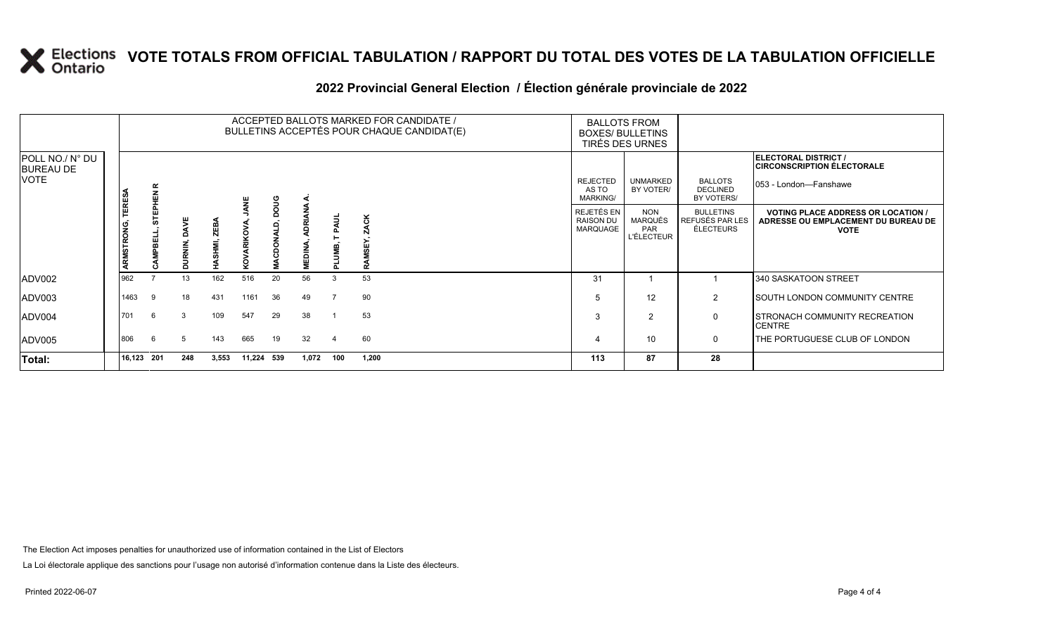# VOTE TOTALS FROM OFFICIAL TABULATION / RAPPORT DU TOTAL DES VOTES DE LA TABULATION OFFICIELLE

## 2022 Provincial General Election / Élection générale provinciale de 2022

ELECTORAL DISTRICT / CIRCONSCRIPTION ÉLECTORALE: 053 - London—Fanshawe

| POLL NO./ N° DU BUREAU DE VOTE | ACCEPTED BALLOTS MARKED FOR CANDIDATE / BULLETINS ACCEPTÉS POUR CHAQUE CANDIDAT(E) | | | | | | | | | BALLOTS FROM BOXES/ BULLETINS TIRÉS DES URNES | | | |
|---|---|---|---|---|---|---|---|---|---|---|---|---|---|
| | ARMSTRONG, TERESA | CAMPBELL, STEPHEN R | DURNIN, DAVE | HASHMI, ZEBA | KOVARIKOVA, JANE | MACDONALD, DOUG | MEDINA, ADRIANA A. | PLUMB, T PAUL | RAMSEY, ZACK | REJECTED AS TO MARKING/ REJETÉS EN RAISON DU MARQUAGE | UNMARKED BY VOTER/ NON MARQUÉS PAR L'ÉLECTEUR | BALLOTS DECLINED BY VOTERS/ BULLETINS REFUSÉS PAR LES ÉLECTEURS | VOTING PLACE ADDRESS OR LOCATION / ADRESSE OU EMPLACEMENT DU BUREAU DE VOTE |
| ADV002 | 962 | 7 | 13 | 162 | 516 | 20 | 56 | 3 | 53 | 31 | 1 | 1 | 340 SASKATOON STREET |
| ADV003 | 1463 | 9 | 18 | 431 | 1161 | 36 | 49 | 7 | 90 | 5 | 12 | 2 | SOUTH LONDON COMMUNITY CENTRE |
| ADV004 | 701 | 6 | 3 | 109 | 547 | 29 | 38 | 1 | 53 | 3 | 2 | 0 | STRONACH COMMUNITY RECREATION CENTRE |
| ADV005 | 806 | 6 | 5 | 143 | 665 | 19 | 32 | 4 | 60 | 4 | 10 | 0 | THE PORTUGUESE CLUB OF LONDON |
| **Total:** | **16,123** | **201** | **248** | **3,553** | **11,224** | **539** | **1,072** | **100** | **1,200** | **113** | **87** | **28** | |

The Election Act imposes penalties for unauthorized use of information contained in the List of Electors

La Loi électorale applique des sanctions pour l'usage non autorisé d'information contenue dans la Liste des électeurs.

Printed 2022-06-07